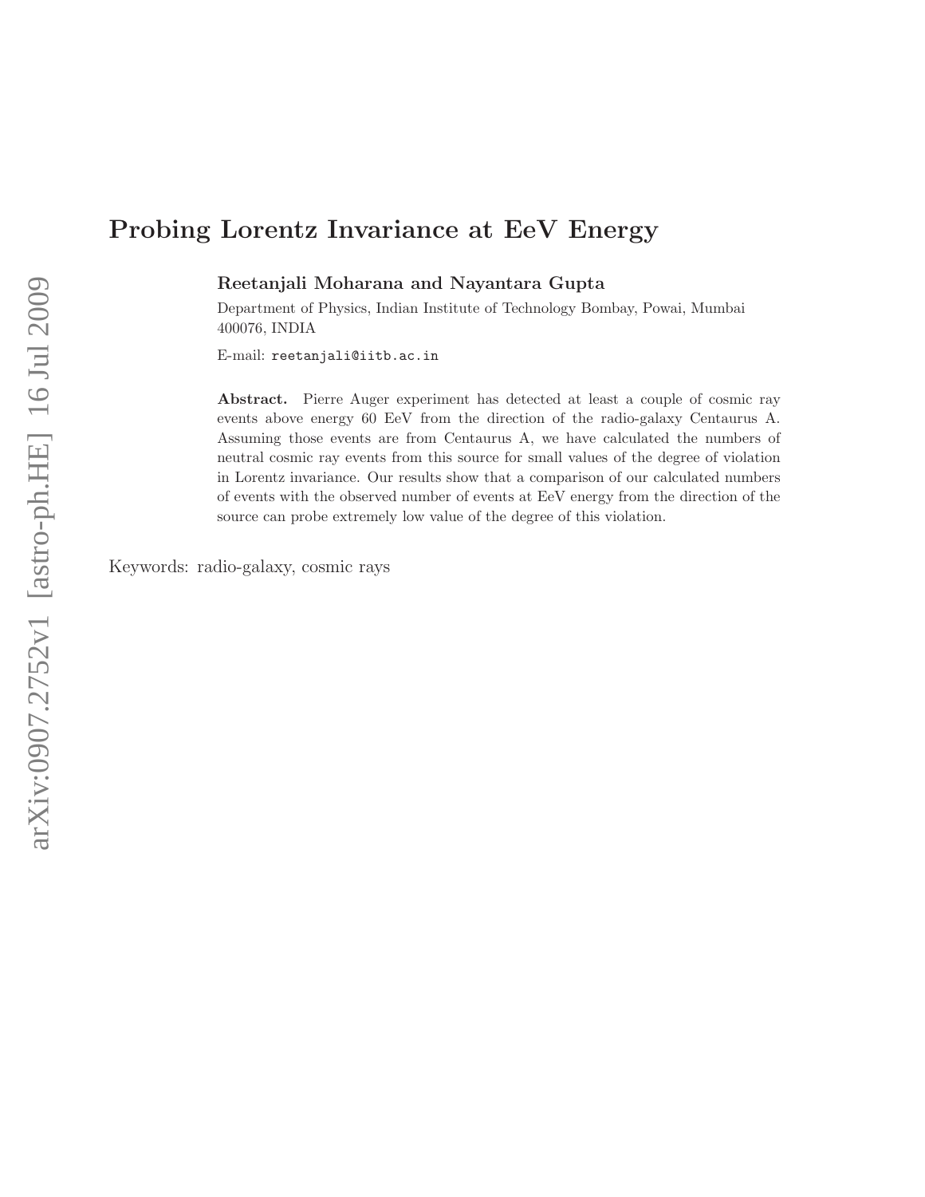# Probing Lorentz Invariance at EeV Energy

**Reetanjali Moharana and Nayantara Gupta**

Department of Physics, Indian Institute of Technology Bombay, Powai, Mumbai 400076, INDIA

E-mail: reetanjali@iitb.ac.in

**Abstract.** Pierre Auger experiment has detected at least a couple of cosmic ray events above energy 60 EeV from the direction of the radio-galaxy Centaurus A. Assuming those events are from Centaurus A, we have calculated the numbers of neutral cosmic ray events from this source for small values of the degree of violation in Lorentz invariance. Our results show that a comparison of our calculated numbers of events with the observed number of events at EeV energy from the direction of the source can probe extremely low value of the degree of this violation.

Keywords: radio-galaxy, cosmic rays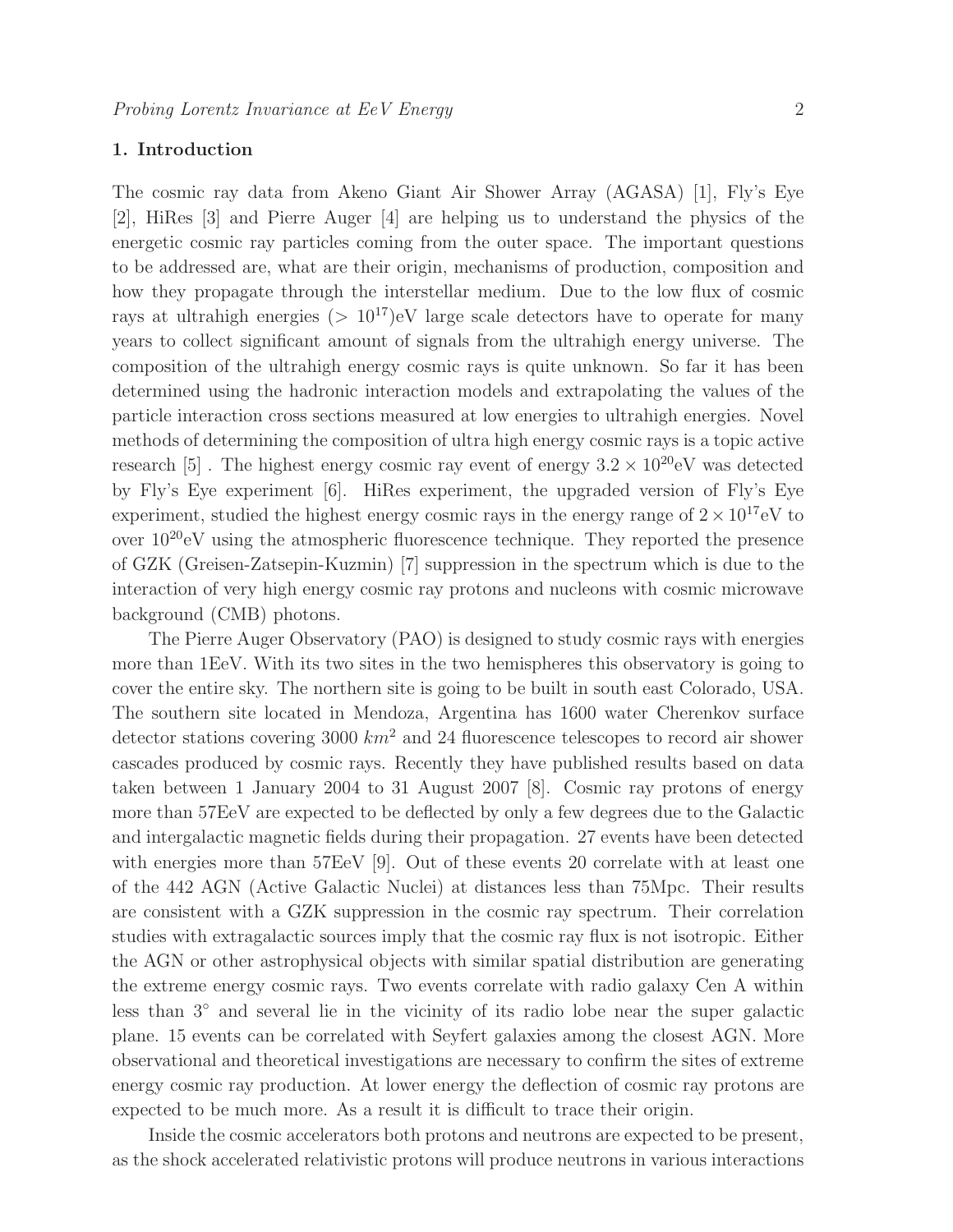## 1. Introduction

The cosmic ray data from Akeno Giant Air Shower Array (AGASA) [1], Fly's Eye [2], HiRes [3] and Pierre Auger [4] are helping us to understand the physics of the energetic cosmic ray particles coming from the outer space. The important questions to be addressed are, what are their origin, mechanisms of production, composition and how they propagate through the interstellar medium. Due to the low flux of cosmic rays at ultrahigh energies ($> 10^{17}$)eV large scale detectors have to operate for many years to collect significant amount of signals from the ultrahigh energy universe. The composition of the ultrahigh energy cosmic rays is quite unknown. So far it has been determined using the hadronic interaction models and extrapolating the values of the particle interaction cross sections measured at low energies to ultrahigh energies. Novel methods of determining the composition of ultra high energy cosmic rays is a topic active research [5] . The highest energy cosmic ray event of energy $3.2 \times 10^{20}$eV was detected by Fly's Eye experiment [6]. HiRes experiment, the upgraded version of Fly's Eye experiment, studied the highest energy cosmic rays in the energy range of $2 \times 10^{17}$eV to over $10^{20}$eV using the atmospheric fluorescence technique. They reported the presence of GZK (Greisen-Zatsepin-Kuzmin) [7] suppression in the spectrum which is due to the interaction of very high energy cosmic ray protons and nucleons with cosmic microwave background (CMB) photons.

The Pierre Auger Observatory (PAO) is designed to study cosmic rays with energies more than 1EeV. With its two sites in the two hemispheres this observatory is going to cover the entire sky. The northern site is going to be built in south east Colorado, USA. The southern site located in Mendoza, Argentina has 1600 water Cherenkov surface detector stations covering 3000 $km^2$ and 24 fluorescence telescopes to record air shower cascades produced by cosmic rays. Recently they have published results based on data taken between 1 January 2004 to 31 August 2007 [8]. Cosmic ray protons of energy more than 57EeV are expected to be deflected by only a few degrees due to the Galactic and intergalactic magnetic fields during their propagation. 27 events have been detected with energies more than 57EeV [9]. Out of these events 20 correlate with at least one of the 442 AGN (Active Galactic Nuclei) at distances less than 75Mpc. Their results are consistent with a GZK suppression in the cosmic ray spectrum. Their correlation studies with extragalactic sources imply that the cosmic ray flux is not isotropic. Either the AGN or other astrophysical objects with similar spatial distribution are generating the extreme energy cosmic rays. Two events correlate with radio galaxy Cen A within less than $3^{\circ}$ and several lie in the vicinity of its radio lobe near the super galactic plane. 15 events can be correlated with Seyfert galaxies among the closest AGN. More observational and theoretical investigations are necessary to confirm the sites of extreme energy cosmic ray production. At lower energy the deflection of cosmic ray protons are expected to be much more. As a result it is difficult to trace their origin.

Inside the cosmic accelerators both protons and neutrons are expected to be present, as the shock accelerated relativistic protons will produce neutrons in various interactions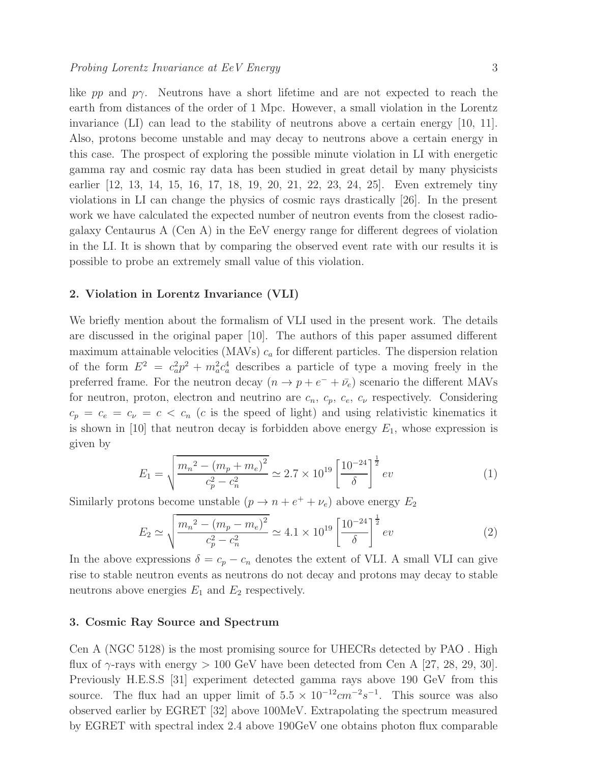like $pp$ and $p\gamma$. Neutrons have a short lifetime and are not expected to reach the earth from distances of the order of 1 Mpc. However, a small violation in the Lorentz invariance (LI) can lead to the stability of neutrons above a certain energy [10, 11]. Also, protons become unstable and may decay to neutrons above a certain energy in this case. The prospect of exploring the possible minute violation in LI with energetic gamma ray and cosmic ray data has been studied in great detail by many physicists earlier [12, 13, 14, 15, 16, 17, 18, 19, 20, 21, 22, 23, 24, 25]. Even extremely tiny violations in LI can change the physics of cosmic rays drastically [26]. In the present work we have calculated the expected number of neutron events from the closest radio-galaxy Centaurus A (Cen A) in the EeV energy range for different degrees of violation in the LI. It is shown that by comparing the observed event rate with our results it is possible to probe an extremely small value of this violation.

## 2. Violation in Lorentz Invariance (VLI)

We briefly mention about the formalism of VLI used in the present work. The details are discussed in the original paper [10]. The authors of this paper assumed different maximum attainable velocities (MAVs) $c_a$ for different particles. The dispersion relation of the form $E^2 = c_a^2 p^2 + m_a^2 c_a^4$ describes a particle of type a moving freely in the preferred frame. For the neutron decay ($n \rightarrow p + e^- + \bar{\nu_e}$) scenario the different MAVs for neutron, proton, electron and neutrino are $c_n$, $c_p$, $c_e$, $c_\nu$ respectively. Considering $c_p = c_e = c_\nu = c < c_n$ ($c$ is the speed of light) and using relativistic kinematics it is shown in [10] that neutron decay is forbidden above energy $E_1$, whose expression is given by

$$E_1 = \sqrt{\frac{{m_n}^2 - (m_p + m_e)^2}{c_p^2 - c_n^2}} \simeq 2.7 \times 10^{19} \left[\frac{10^{-24}}{\delta}\right]^{\frac{1}{2}} ev \tag{1}$$

Similarly protons become unstable ($p \rightarrow n + e^+ + \nu_e$) above energy $E_2$

$$E_2 \simeq \sqrt{\frac{{m_n}^2 - (m_p - m_e)^2}{c_p^2 - c_n^2}} \simeq 4.1 \times 10^{19} \left[\frac{10^{-24}}{\delta}\right]^{\frac{1}{2}} ev \tag{2}$$

In the above expressions $\delta = c_p - c_n$ denotes the extent of VLI. A small VLI can give rise to stable neutron events as neutrons do not decay and protons may decay to stable neutrons above energies $E_1$ and $E_2$ respectively.

## 3. Cosmic Ray Source and Spectrum

Cen A (NGC 5128) is the most promising source for UHECRs detected by PAO . High flux of $\gamma$-rays with energy $> 100$ GeV have been detected from Cen A [27, 28, 29, 30]. Previously H.E.S.S [31] experiment detected gamma rays above 190 GeV from this source. The flux had an upper limit of $5.5 \times 10^{-12} cm^{-2} s^{-1}$. This source was also observed earlier by EGRET [32] above 100MeV. Extrapolating the spectrum measured by EGRET with spectral index 2.4 above 190GeV one obtains photon flux comparable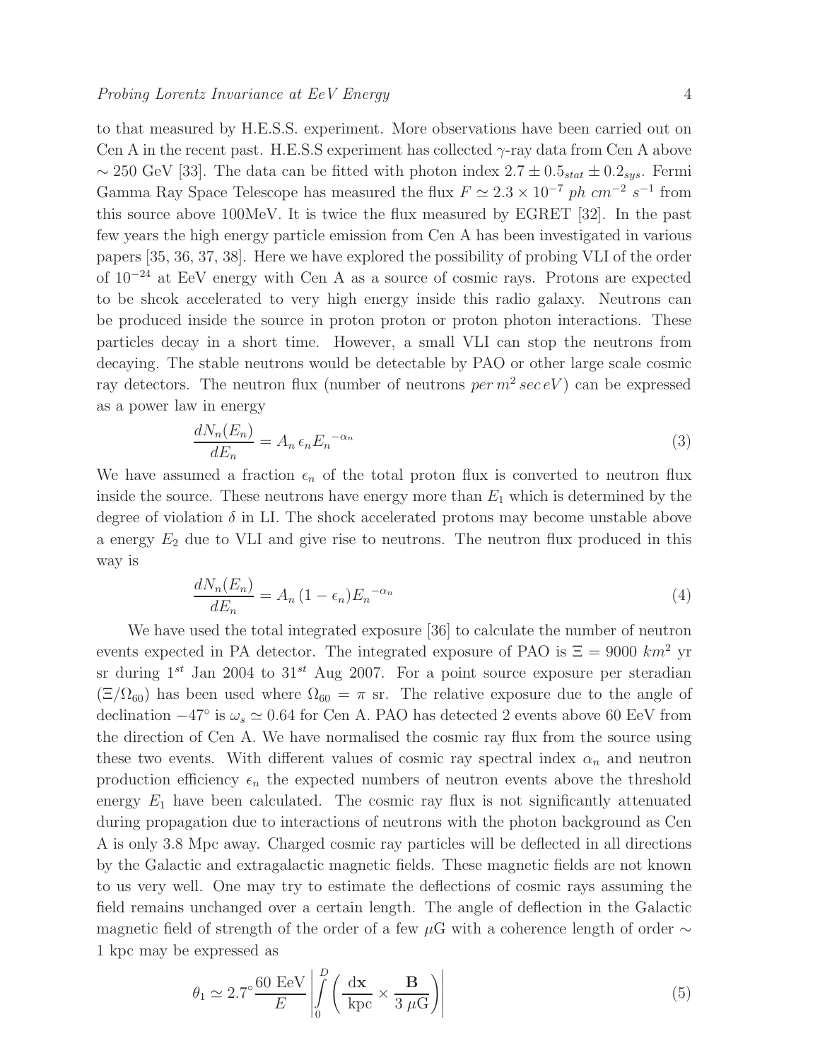to that measured by H.E.S.S. experiment. More observations have been carried out on Cen A in the recent past. H.E.S.S experiment has collected $\gamma$-ray data from Cen A above $\sim 250$ GeV [33]. The data can be fitted with photon index $2.7 \pm 0.5_{stat} \pm 0.2_{sys}$. Fermi Gamma Ray Space Telescope has measured the flux $F \simeq 2.3 \times 10^{-7}\ ph\ cm^{-2}\ s^{-1}$ from this source above 100MeV. It is twice the flux measured by EGRET [32]. In the past few years the high energy particle emission from Cen A has been investigated in various papers [35, 36, 37, 38]. Here we have explored the possibility of probing VLI of the order of $10^{-24}$ at EeV energy with Cen A as a source of cosmic rays. Protons are expected to be shcok accelerated to very high energy inside this radio galaxy. Neutrons can be produced inside the source in proton proton or proton photon interactions. These particles decay in a short time. However, a small VLI can stop the neutrons from decaying. The stable neutrons would be detectable by PAO or other large scale cosmic ray detectors. The neutron flux (number of neutrons $per\, m^2\, sec\, eV$) can be expressed as a power law in energy

$$\frac{dN_n(E_n)}{dE_n} = A_n\, \epsilon_n E_n{}^{-\alpha_n} \tag{3}$$

We have assumed a fraction $\epsilon_n$ of the total proton flux is converted to neutron flux inside the source. These neutrons have energy more than $E_1$ which is determined by the degree of violation $\delta$ in LI. The shock accelerated protons may become unstable above a energy $E_2$ due to VLI and give rise to neutrons. The neutron flux produced in this way is

$$\frac{dN_n(E_n)}{dE_n} = A_n\, (1 - \epsilon_n) E_n{}^{-\alpha_n} \tag{4}$$

We have used the total integrated exposure [36] to calculate the number of neutron events expected in PA detector. The integrated exposure of PAO is $\Xi = 9000\ km^2$ yr sr during $1^{st}$ Jan 2004 to $31^{st}$ Aug 2007. For a point source exposure per steradian $(\Xi/\Omega_{60})$ has been used where $\Omega_{60} = \pi$ sr. The relative exposure due to the angle of declination $-47^\circ$ is $\omega_s \simeq 0.64$ for Cen A. PAO has detected 2 events above 60 EeV from the direction of Cen A. We have normalised the cosmic ray flux from the source using these two events. With different values of cosmic ray spectral index $\alpha_n$ and neutron production efficiency $\epsilon_n$ the expected numbers of neutron events above the threshold energy $E_1$ have been calculated. The cosmic ray flux is not significantly attenuated during propagation due to interactions of neutrons with the photon background as Cen A is only 3.8 Mpc away. Charged cosmic ray particles will be deflected in all directions by the Galactic and extragalactic magnetic fields. These magnetic fields are not known to us very well. One may try to estimate the deflections of cosmic rays assuming the field remains unchanged over a certain length. The angle of deflection in the Galactic magnetic field of strength of the order of a few $\mu$G with a coherence length of order $\sim$ 1 kpc may be expressed as

$$\theta_1 \simeq 2.7^\circ \frac{60\ \text{EeV}}{E} \left| \int_0^D \left( \frac{\mathrm{d}\mathbf{x}}{\text{kpc}} \times \frac{\mathbf{B}}{3\,\mu\text{G}} \right) \right| \tag{5}$$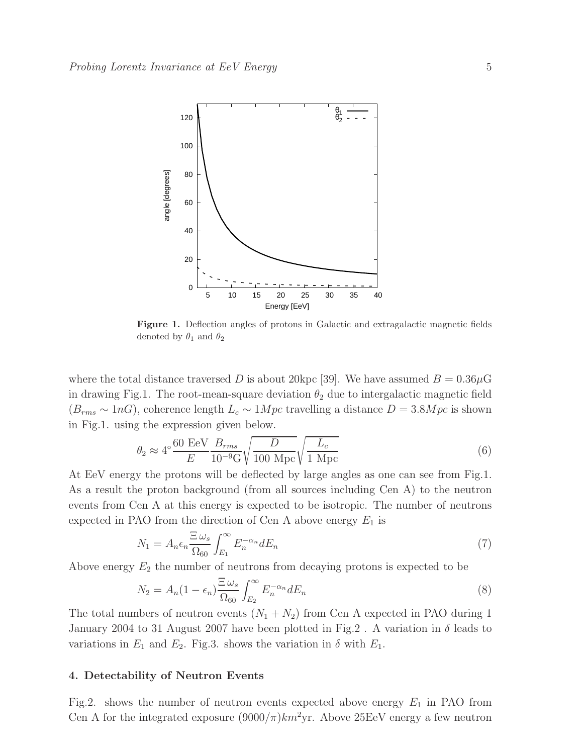**Figure 1.** Deflection angles of protons in Galactic and extragalactic magnetic fields denoted by $\theta_1$ and $\theta_2$

where the total distance traversed $D$ is about 20kpc [39]. We have assumed $B = 0.36\mu$G in drawing Fig.1. The root-mean-square deviation $\theta_2$ due to intergalactic magnetic field ($B_{rms} \sim 1nG$), coherence length $L_c \sim 1Mpc$ travelling a distance $D = 3.8Mpc$ is shown in Fig.1. using the expression given below.

$$\theta_2 \approx 4^\circ \frac{60 \text{ EeV}}{E} \frac{B_{rms}}{10^{-9}\text{G}} \sqrt{\frac{D}{100 \text{ Mpc}}} \sqrt{\frac{L_c}{1 \text{ Mpc}}} \tag{6}$$

At EeV energy the protons will be deflected by large angles as one can see from Fig.1. As a result the proton background (from all sources including Cen A) to the neutron events from Cen A at this energy is expected to be isotropic. The number of neutrons expected in PAO from the direction of Cen A above energy $E_1$ is

$$N_1 = A_n \epsilon_n \frac{\Xi\, \omega_s}{\Omega_{60}} \int_{E_1}^{\infty} E_n^{-\alpha_n} dE_n \tag{7}$$

Above energy $E_2$ the number of neutrons from decaying protons is expected to be

$$N_2 = A_n (1 - \epsilon_n) \frac{\Xi\, \omega_s}{\Omega_{60}} \int_{E_2}^{\infty} E_n^{-\alpha_n} dE_n \tag{8}$$

The total numbers of neutron events ($N_1 + N_2$) from Cen A expected in PAO during 1 January 2004 to 31 August 2007 have been plotted in Fig.2 . A variation in $\delta$ leads to variations in $E_1$ and $E_2$. Fig.3. shows the variation in $\delta$ with $E_1$.

## 4. Detectability of Neutron Events

Fig.2. shows the number of neutron events expected above energy $E_1$ in PAO from Cen A for the integrated exposure $(9000/\pi) km^2$yr. Above 25EeV energy a few neutron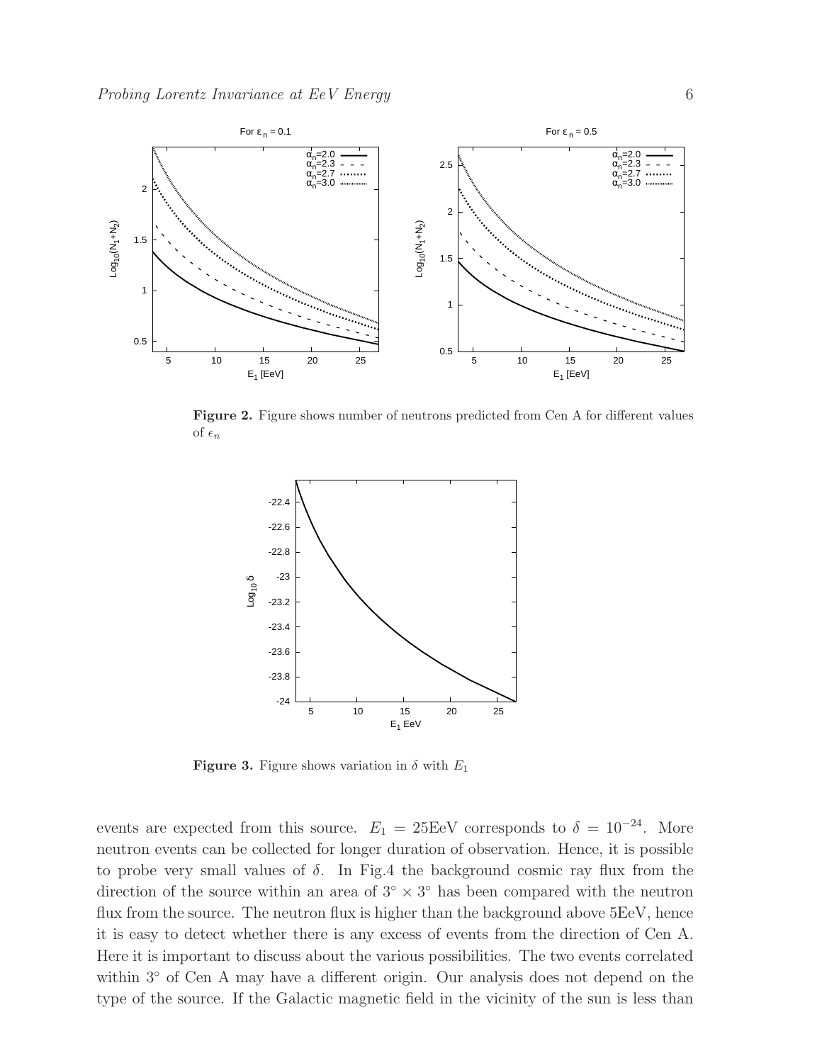Figure 2. Figure shows number of neutrons predicted from Cen A for different values of $\epsilon_n$

Figure 3. Figure shows variation in $\delta$ with $E_1$

events are expected from this source. $E_1 = 25$EeV corresponds to $\delta = 10^{-24}$. More neutron events can be collected for longer duration of observation. Hence, it is possible to probe very small values of $\delta$. In Fig.4 the background cosmic ray flux from the direction of the source within an area of $3^\circ \times 3^\circ$ has been compared with the neutron flux from the source. The neutron flux is higher than the background above 5EeV, hence it is easy to detect whether there is any excess of events from the direction of Cen A. Here it is important to discuss about the various possibilities. The two events correlated within $3^\circ$ of Cen A may have a different origin. Our analysis does not depend on the type of the source. If the Galactic magnetic field in the vicinity of the sun is less than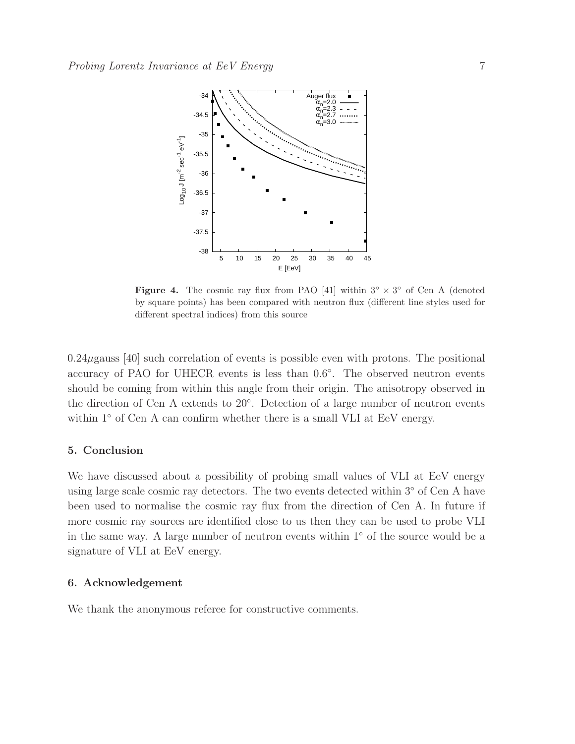**Figure 4.** The cosmic ray flux from PAO [41] within $3^\circ \times 3^\circ$ of Cen A (denoted by square points) has been compared with neutron flux (different line styles used for different spectral indices) from this source

$0.24\mu$gauss [40] such correlation of events is possible even with protons. The positional accuracy of PAO for UHECR events is less than $0.6^\circ$. The observed neutron events should be coming from within this angle from their origin. The anisotropy observed in the direction of Cen A extends to $20^\circ$. Detection of a large number of neutron events within $1^\circ$ of Cen A can confirm whether there is a small VLI at EeV energy.

## 5. Conclusion

We have discussed about a possibility of probing small values of VLI at EeV energy using large scale cosmic ray detectors. The two events detected within $3^\circ$ of Cen A have been used to normalise the cosmic ray flux from the direction of Cen A. In future if more cosmic ray sources are identified close to us then they can be used to probe VLI in the same way. A large number of neutron events within $1^\circ$ of the source would be a signature of VLI at EeV energy.

## 6. Acknowledgement

We thank the anonymous referee for constructive comments.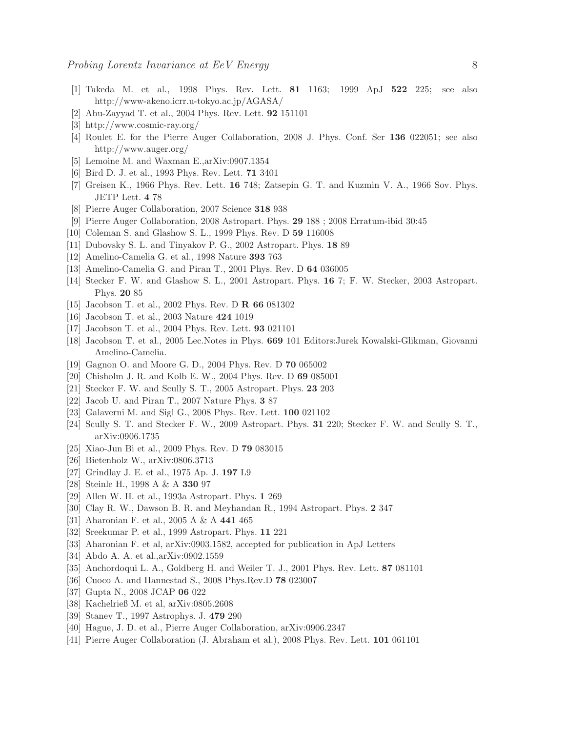[1] Takeda M. et al., 1998 Phys. Rev. Lett. **81** 1163; 1999 ApJ **522** 225; see also http://www-akeno.icrr.u-tokyo.ac.jp/AGASA/

[2] Abu-Zayyad T. et al., 2004 Phys. Rev. Lett. **92** 151101

[3] http://www.cosmic-ray.org/

[4] Roulet E. for the Pierre Auger Collaboration, 2008 J. Phys. Conf. Ser **136** 022051; see also http://www.auger.org/

[5] Lemoine M. and Waxman E.,arXiv:0907.1354

[6] Bird D. J. et al., 1993 Phys. Rev. Lett. **71** 3401

[7] Greisen K., 1966 Phys. Rev. Lett. **16** 748; Zatsepin G. T. and Kuzmin V. A., 1966 Sov. Phys. JETP Lett. **4** 78

[8] Pierre Auger Collaboration, 2007 Science **318** 938

[9] Pierre Auger Collaboration, 2008 Astropart. Phys. **29** 188 ; 2008 Erratum-ibid 30:45

[10] Coleman S. and Glashow S. L., 1999 Phys. Rev. D **59** 116008

[11] Dubovsky S. L. and Tinyakov P. G., 2002 Astropart. Phys. **18** 89

[12] Amelino-Camelia G. et al., 1998 Nature **393** 763

[13] Amelino-Camelia G. and Piran T., 2001 Phys. Rev. D **64** 036005

[14] Stecker F. W. and Glashow S. L., 2001 Astropart. Phys. **16** 7; F. W. Stecker, 2003 Astropart. Phys. **20** 85

[15] Jacobson T. et al., 2002 Phys. Rev. D **R 66** 081302

[16] Jacobson T. et al., 2003 Nature **424** 1019

[17] Jacobson T. et al., 2004 Phys. Rev. Lett. **93** 021101

[18] Jacobson T. et al., 2005 Lec.Notes in Phys. **669** 101 Editors:Jurek Kowalski-Glikman, Giovanni Amelino-Camelia.

[19] Gagnon O. and Moore G. D., 2004 Phys. Rev. D **70** 065002

[20] Chisholm J. R. and Kolb E. W., 2004 Phys. Rev. D **69** 085001

[21] Stecker F. W. and Scully S. T., 2005 Astropart. Phys. **23** 203

[22] Jacob U. and Piran T., 2007 Nature Phys. **3** 87

[23] Galaverni M. and Sigl G., 2008 Phys. Rev. Lett. **100** 021102

[24] Scully S. T. and Stecker F. W., 2009 Astropart. Phys. **31** 220; Stecker F. W. and Scully S. T., arXiv:0906.1735

[25] Xiao-Jun Bi et al., 2009 Phys. Rev. D **79** 083015

[26] Bietenholz W., arXiv:0806.3713

[27] Grindlay J. E. et al., 1975 Ap. J. **197** L9

[28] Steinle H., 1998 A & A **330** 97

[29] Allen W. H. et al., 1993a Astropart. Phys. **1** 269

[30] Clay R. W., Dawson B. R. and Meyhandan R., 1994 Astropart. Phys. **2** 347

[31] Aharonian F. et al., 2005 A & A **441** 465

[32] Sreekumar P. et al., 1999 Astropart. Phys. **11** 221

[33] Aharonian F. et al, arXiv:0903.1582, accepted for publication in ApJ Letters

[34] Abdo A. A. et al.,arXiv:0902.1559

[35] Anchordoqui L. A., Goldberg H. and Weiler T. J., 2001 Phys. Rev. Lett. **87** 081101

[36] Cuoco A. and Hannestad S., 2008 Phys.Rev.D **78** 023007

[37] Gupta N., 2008 JCAP **06** 022

[38] Kachelrieß M. et al, arXiv:0805.2608

[39] Stanev T., 1997 Astrophys. J. **479** 290

[40] Hague, J. D. et al., Pierre Auger Collaboration, arXiv:0906.2347

[41] Pierre Auger Collaboration (J. Abraham et al.), 2008 Phys. Rev. Lett. **101** 061101